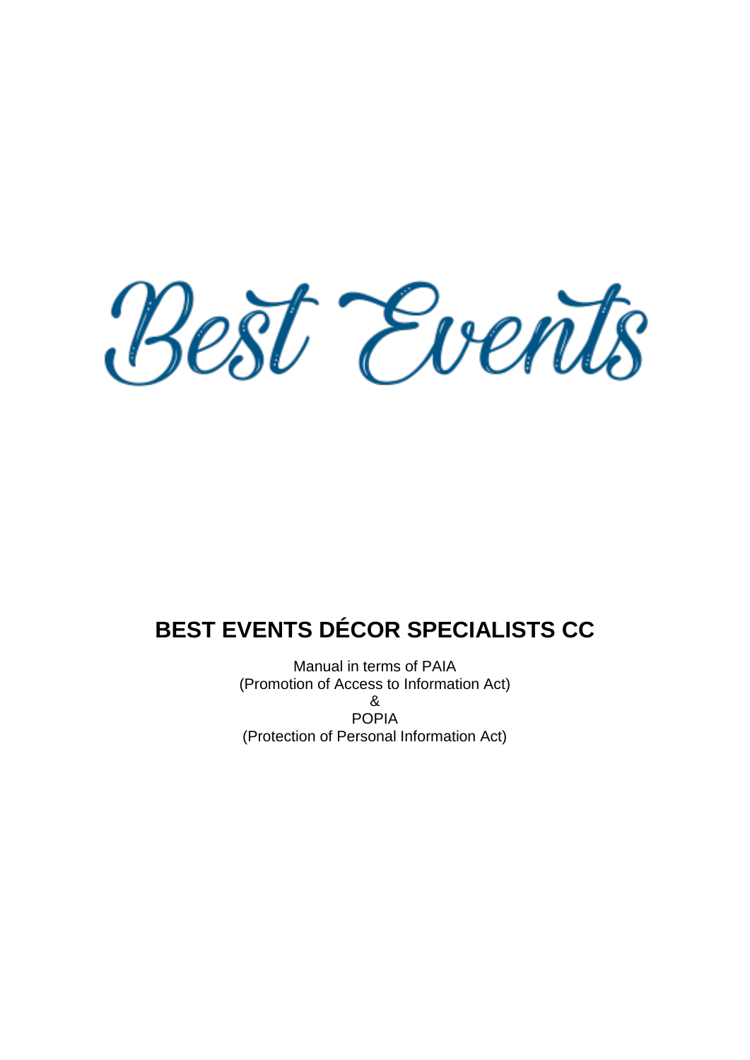Best Events

# BEST EVENTS DÉCOR SPECIALISTS CC

Manual in terms of PAIA
(Promotion of Access to Information Act)
&
POPIA
(Protection of Personal Information Act)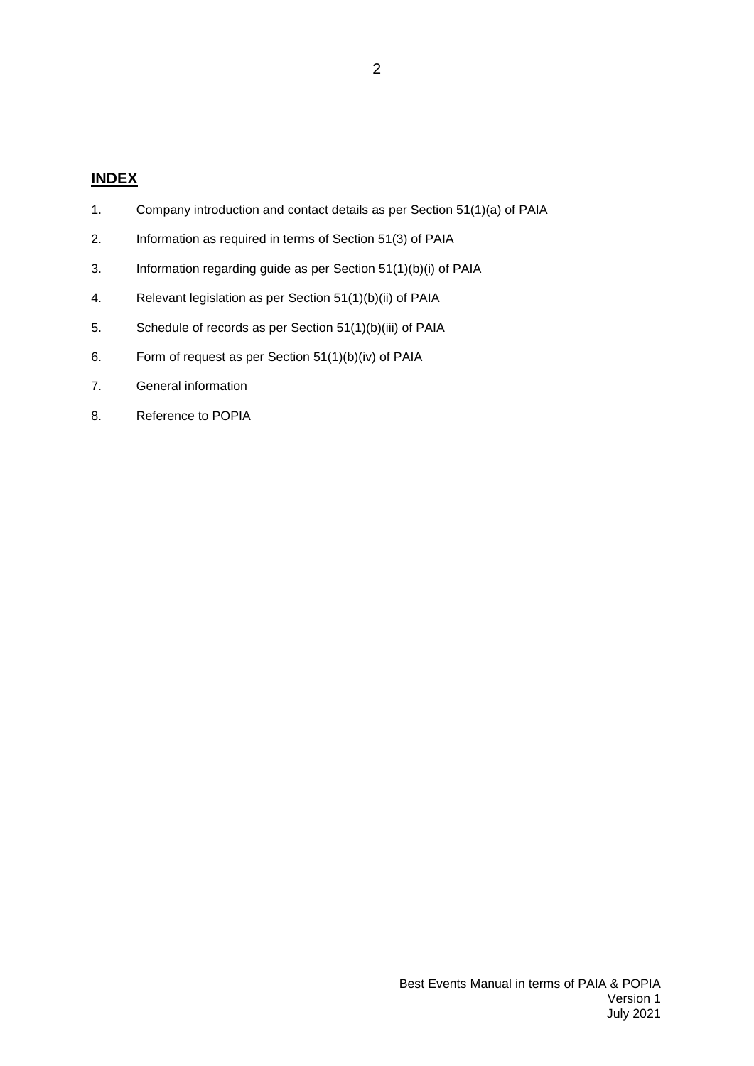## INDEX

1. Company introduction and contact details as per Section 51(1)(a) of PAIA
2. Information as required in terms of Section 51(3) of PAIA
3. Information regarding guide as per Section 51(1)(b)(i) of PAIA
4. Relevant legislation as per Section 51(1)(b)(ii) of PAIA
5. Schedule of records as per Section 51(1)(b)(iii) of PAIA
6. Form of request as per Section 51(1)(b)(iv) of PAIA
7. General information
8. Reference to POPIA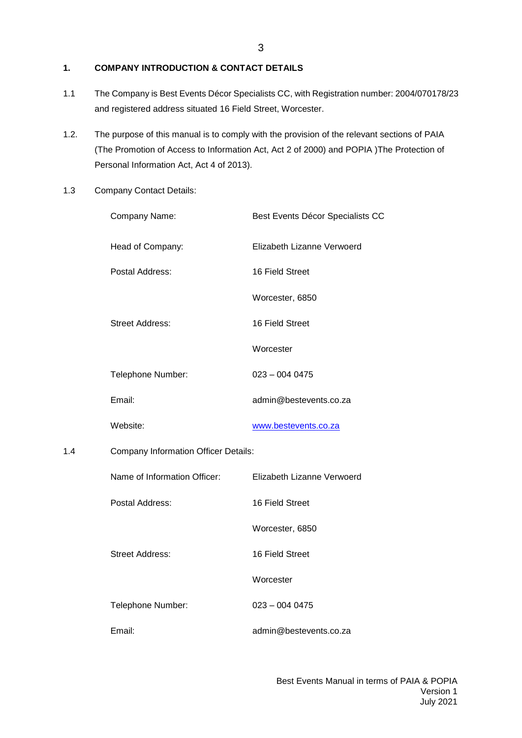## 1. COMPANY INTRODUCTION & CONTACT DETAILS

1.1 The Company is Best Events Décor Specialists CC, with Registration number: 2004/070178/23 and registered address situated 16 Field Street, Worcester.

1.2. The purpose of this manual is to comply with the provision of the relevant sections of PAIA (The Promotion of Access to Information Act, Act 2 of 2000) and POPIA )The Protection of Personal Information Act, Act 4 of 2013).

1.3 Company Contact Details:

| | |
|---|---|
| Company Name: | Best Events Décor Specialists CC |
| Head of Company: | Elizabeth Lizanne Verwoerd |
| Postal Address: | 16 Field Street |
| | Worcester, 6850 |
| Street Address: | 16 Field Street |
| | Worcester |
| Telephone Number: | 023 – 004 0475 |
| Email: | admin@bestevents.co.za |
| Website: | www.bestevents.co.za |

1.4 Company Information Officer Details:

| | |
|---|---|
| Name of Information Officer: | Elizabeth Lizanne Verwoerd |
| Postal Address: | 16 Field Street |
| | Worcester, 6850 |
| Street Address: | 16 Field Street |
| | Worcester |
| Telephone Number: | 023 – 004 0475 |
| Email: | admin@bestevents.co.za |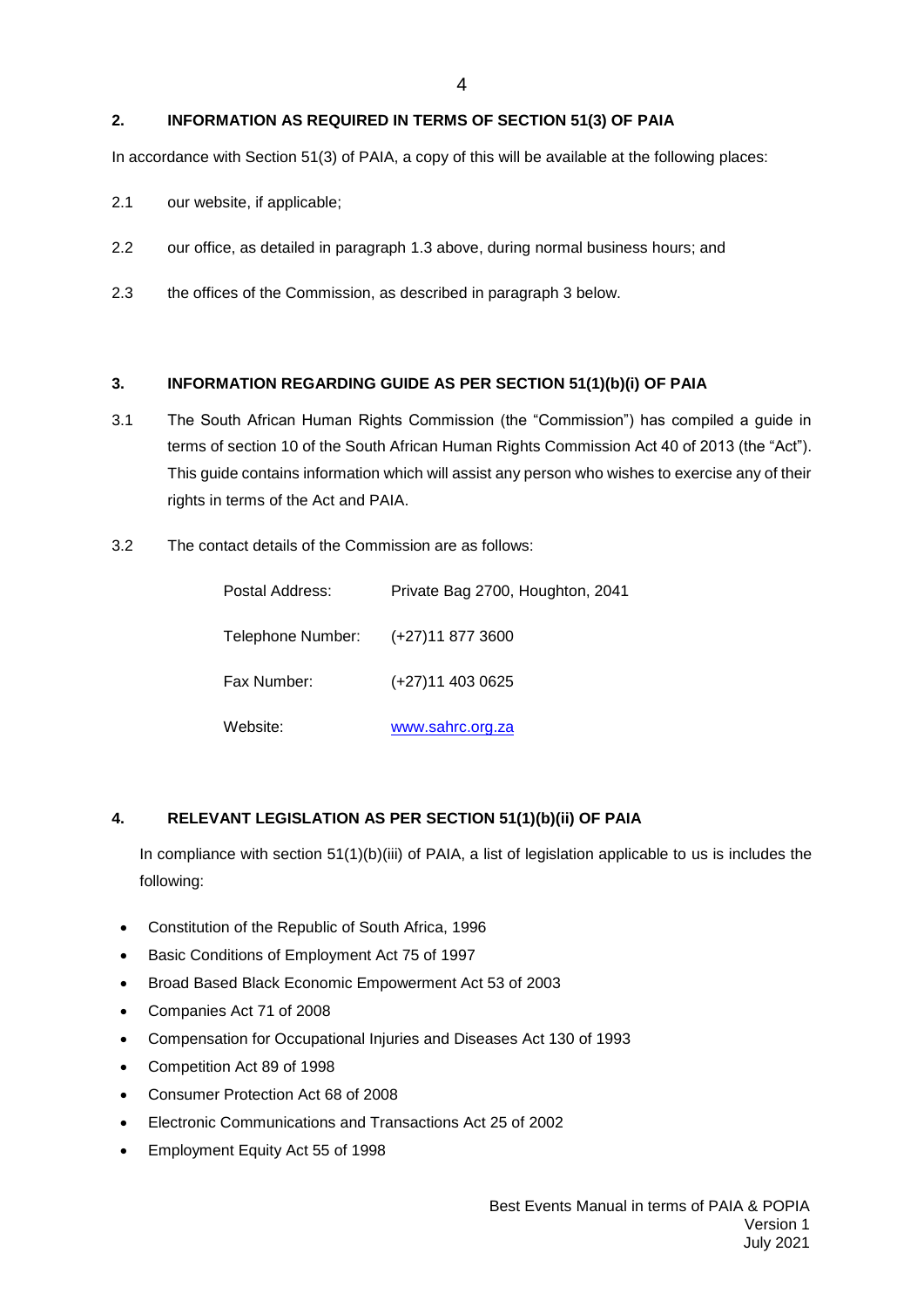## 2. INFORMATION AS REQUIRED IN TERMS OF SECTION 51(3) OF PAIA

In accordance with Section 51(3) of PAIA, a copy of this will be available at the following places:

2.1 our website, if applicable;

2.2 our office, as detailed in paragraph 1.3 above, during normal business hours; and

2.3 the offices of the Commission, as described in paragraph 3 below.

## 3. INFORMATION REGARDING GUIDE AS PER SECTION 51(1)(b)(i) OF PAIA

3.1 The South African Human Rights Commission (the "Commission") has compiled a guide in terms of section 10 of the South African Human Rights Commission Act 40 of 2013 (the "Act"). This guide contains information which will assist any person who wishes to exercise any of their rights in terms of the Act and PAIA.

3.2 The contact details of the Commission are as follows:

| | |
|---|---|
| Postal Address: | Private Bag 2700, Houghton, 2041 |
| Telephone Number: | (+27)11 877 3600 |
| Fax Number: | (+27)11 403 0625 |
| Website: | www.sahrc.org.za |

## 4. RELEVANT LEGISLATION AS PER SECTION 51(1)(b)(ii) OF PAIA

In compliance with section 51(1)(b)(iii) of PAIA, a list of legislation applicable to us is includes the following:

- Constitution of the Republic of South Africa, 1996
- Basic Conditions of Employment Act 75 of 1997
- Broad Based Black Economic Empowerment Act 53 of 2003
- Companies Act 71 of 2008
- Compensation for Occupational Injuries and Diseases Act 130 of 1993
- Competition Act 89 of 1998
- Consumer Protection Act 68 of 2008
- Electronic Communications and Transactions Act 25 of 2002
- Employment Equity Act 55 of 1998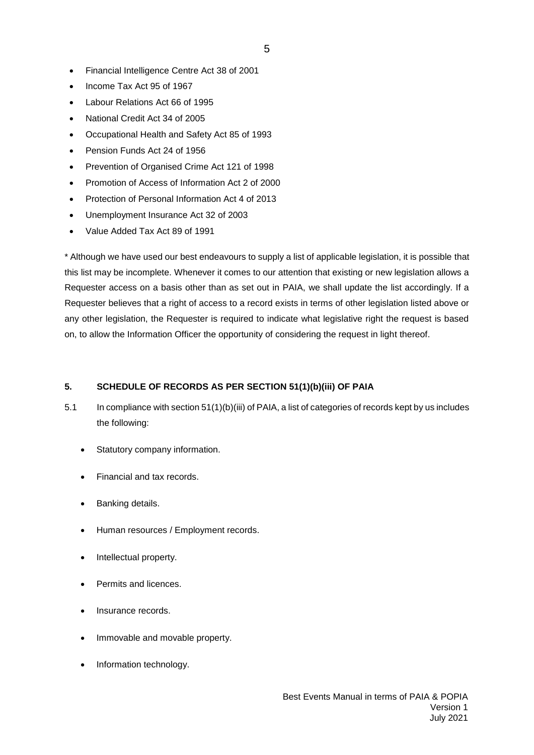- Financial Intelligence Centre Act 38 of 2001
- Income Tax Act 95 of 1967
- Labour Relations Act 66 of 1995
- National Credit Act 34 of 2005
- Occupational Health and Safety Act 85 of 1993
- Pension Funds Act 24 of 1956
- Prevention of Organised Crime Act 121 of 1998
- Promotion of Access of Information Act 2 of 2000
- Protection of Personal Information Act 4 of 2013
- Unemployment Insurance Act 32 of 2003
- Value Added Tax Act 89 of 1991

* Although we have used our best endeavours to supply a list of applicable legislation, it is possible that this list may be incomplete. Whenever it comes to our attention that existing or new legislation allows a Requester access on a basis other than as set out in PAIA, we shall update the list accordingly. If a Requester believes that a right of access to a record exists in terms of other legislation listed above or any other legislation, the Requester is required to indicate what legislative right the request is based on, to allow the Information Officer the opportunity of considering the request in light thereof.

## 5. SCHEDULE OF RECORDS AS PER SECTION 51(1)(b)(iii) OF PAIA

5.1 In compliance with section 51(1)(b)(iii) of PAIA, a list of categories of records kept by us includes the following:

- Statutory company information.
- Financial and tax records.
- Banking details.
- Human resources / Employment records.
- Intellectual property.
- Permits and licences.
- Insurance records.
- Immovable and movable property.
- Information technology.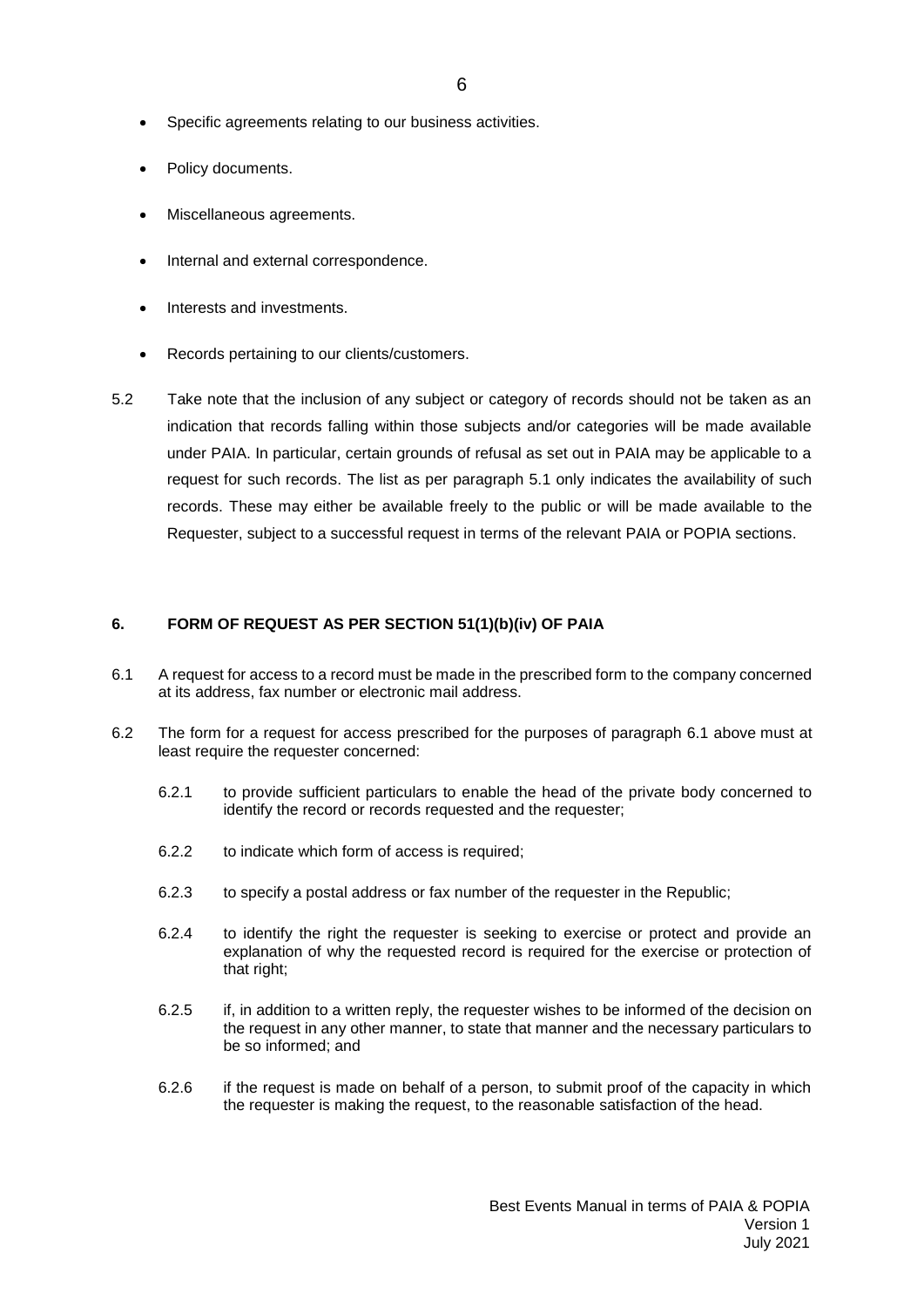- Specific agreements relating to our business activities.
- Policy documents.
- Miscellaneous agreements.
- Internal and external correspondence.
- Interests and investments.
- Records pertaining to our clients/customers.

5.2 Take note that the inclusion of any subject or category of records should not be taken as an indication that records falling within those subjects and/or categories will be made available under PAIA. In particular, certain grounds of refusal as set out in PAIA may be applicable to a request for such records. The list as per paragraph 5.1 only indicates the availability of such records. These may either be available freely to the public or will be made available to the Requester, subject to a successful request in terms of the relevant PAIA or POPIA sections.

## 6. FORM OF REQUEST AS PER SECTION 51(1)(b)(iv) OF PAIA

6.1 A request for access to a record must be made in the prescribed form to the company concerned at its address, fax number or electronic mail address.

6.2 The form for a request for access prescribed for the purposes of paragraph 6.1 above must at least require the requester concerned:

6.2.1 to provide sufficient particulars to enable the head of the private body concerned to identify the record or records requested and the requester;

6.2.2 to indicate which form of access is required;

6.2.3 to specify a postal address or fax number of the requester in the Republic;

6.2.4 to identify the right the requester is seeking to exercise or protect and provide an explanation of why the requested record is required for the exercise or protection of that right;

6.2.5 if, in addition to a written reply, the requester wishes to be informed of the decision on the request in any other manner, to state that manner and the necessary particulars to be so informed; and

6.2.6 if the request is made on behalf of a person, to submit proof of the capacity in which the requester is making the request, to the reasonable satisfaction of the head.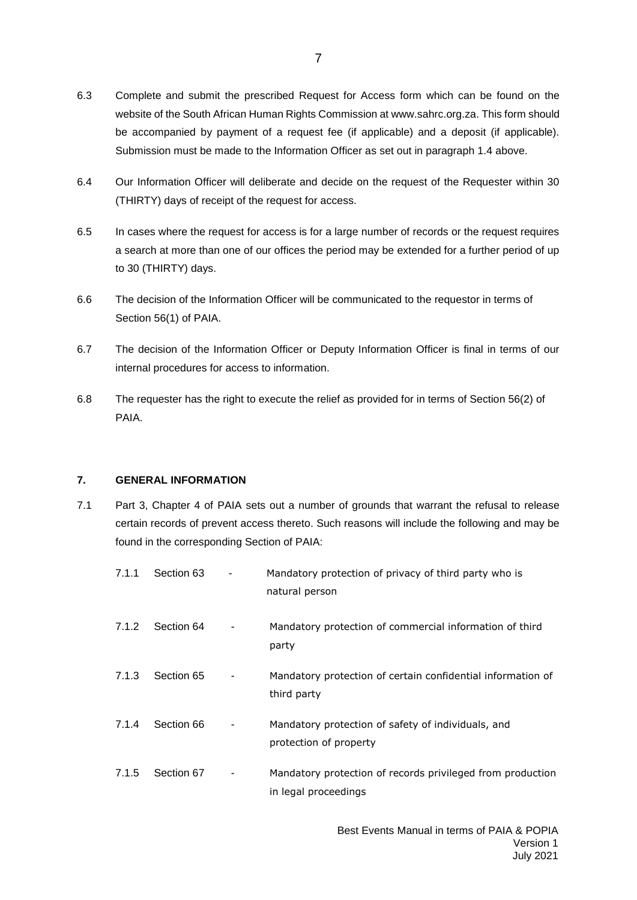6.3 Complete and submit the prescribed Request for Access form which can be found on the website of the South African Human Rights Commission at www.sahrc.org.za. This form should be accompanied by payment of a request fee (if applicable) and a deposit (if applicable). Submission must be made to the Information Officer as set out in paragraph 1.4 above.

6.4 Our Information Officer will deliberate and decide on the request of the Requester within 30 (THIRTY) days of receipt of the request for access.

6.5 In cases where the request for access is for a large number of records or the request requires a search at more than one of our offices the period may be extended for a further period of up to 30 (THIRTY) days.

6.6 The decision of the Information Officer will be communicated to the requestor in terms of Section 56(1) of PAIA.

6.7 The decision of the Information Officer or Deputy Information Officer is final in terms of our internal procedures for access to information.

6.8 The requester has the right to execute the relief as provided for in terms of Section 56(2) of PAIA.

## 7. GENERAL INFORMATION

7.1 Part 3, Chapter 4 of PAIA sets out a number of grounds that warrant the refusal to release certain records of prevent access thereto. Such reasons will include the following and may be found in the corresponding Section of PAIA:

7.1.1 Section 63 - Mandatory protection of privacy of third party who is natural person

7.1.2 Section 64 - Mandatory protection of commercial information of third party

7.1.3 Section 65 - Mandatory protection of certain confidential information of third party

7.1.4 Section 66 - Mandatory protection of safety of individuals, and protection of property

7.1.5 Section 67 - Mandatory protection of records privileged from production in legal proceedings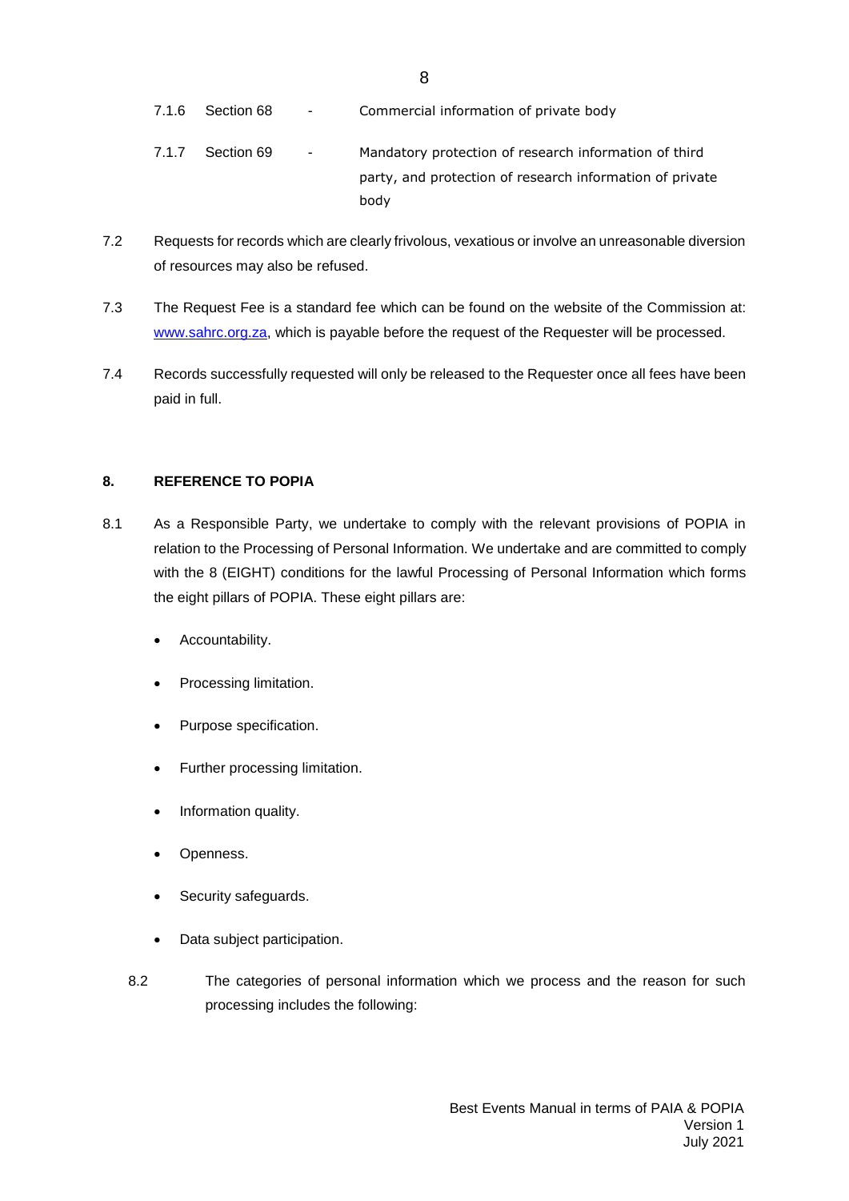7.1.6 Section 68 - Commercial information of private body

7.1.7 Section 69 - Mandatory protection of research information of third party, and protection of research information of private body

7.2 Requests for records which are clearly frivolous, vexatious or involve an unreasonable diversion of resources may also be refused.

7.3 The Request Fee is a standard fee which can be found on the website of the Commission at: [www.sahrc.org.za](http://www.sahrc.org.za), which is payable before the request of the Requester will be processed.

7.4 Records successfully requested will only be released to the Requester once all fees have been paid in full.

## 8. REFERENCE TO POPIA

8.1 As a Responsible Party, we undertake to comply with the relevant provisions of POPIA in relation to the Processing of Personal Information. We undertake and are committed to comply with the 8 (EIGHT) conditions for the lawful Processing of Personal Information which forms the eight pillars of POPIA. These eight pillars are:

- Accountability.
- Processing limitation.
- Purpose specification.
- Further processing limitation.
- Information quality.
- Openness.
- Security safeguards.
- Data subject participation.

8.2 The categories of personal information which we process and the reason for such processing includes the following: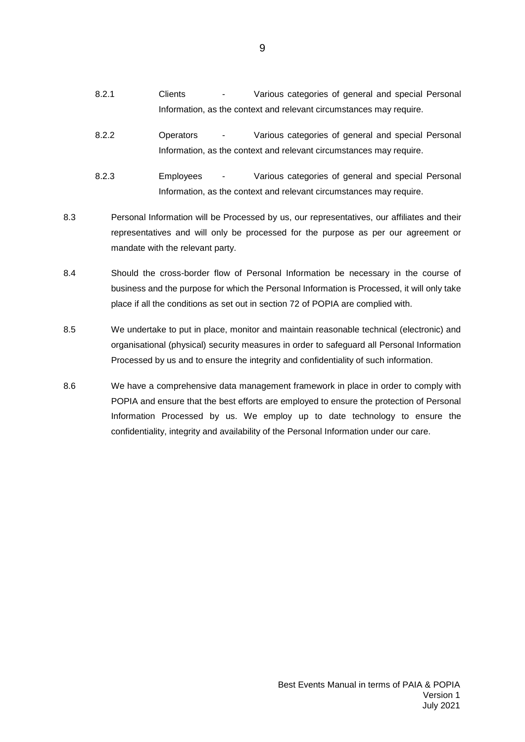8.2.1 Clients - Various categories of general and special Personal Information, as the context and relevant circumstances may require.

8.2.2 Operators - Various categories of general and special Personal Information, as the context and relevant circumstances may require.

8.2.3 Employees - Various categories of general and special Personal Information, as the context and relevant circumstances may require.

8.3 Personal Information will be Processed by us, our representatives, our affiliates and their representatives and will only be processed for the purpose as per our agreement or mandate with the relevant party.

8.4 Should the cross-border flow of Personal Information be necessary in the course of business and the purpose for which the Personal Information is Processed, it will only take place if all the conditions as set out in section 72 of POPIA are complied with.

8.5 We undertake to put in place, monitor and maintain reasonable technical (electronic) and organisational (physical) security measures in order to safeguard all Personal Information Processed by us and to ensure the integrity and confidentiality of such information.

8.6 We have a comprehensive data management framework in place in order to comply with POPIA and ensure that the best efforts are employed to ensure the protection of Personal Information Processed by us. We employ up to date technology to ensure the confidentiality, integrity and availability of the Personal Information under our care.